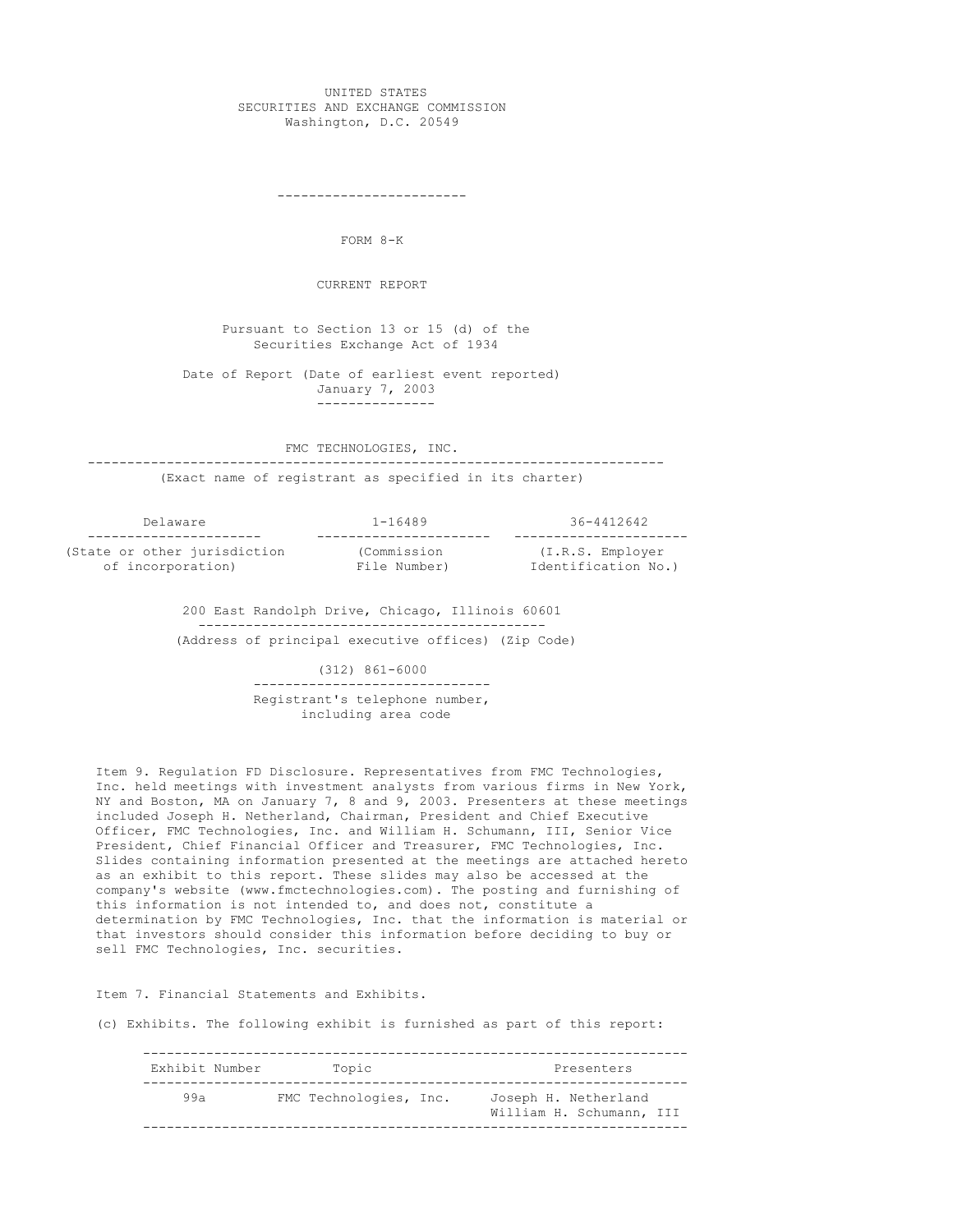UNITED STATES
SECURITIES AND EXCHANGE COMMISSION
Washington, D.C. 20549

---

# FORM 8-K

## CURRENT REPORT

Pursuant to Section 13 or 15 (d) of the
Securities Exchange Act of 1934

Date of Report (Date of earliest event reported)
January 7, 2003

**FMC TECHNOLOGIES, INC.**
(Exact name of registrant as specified in its charter)

| Delaware | 1-16489 | 36-4412642 |
|---|---|---|
| (State or other jurisdiction of incorporation) | (Commission File Number) | (I.R.S. Employer Identification No.) |

200 East Randolph Drive, Chicago, Illinois 60601
(Address of principal executive offices) (Zip Code)

(312) 861-6000
Registrant's telephone number, including area code

Item 9. Regulation FD Disclosure. Representatives from FMC Technologies, Inc. held meetings with investment analysts from various firms in New York, NY and Boston, MA on January 7, 8 and 9, 2003. Presenters at these meetings included Joseph H. Netherland, Chairman, President and Chief Executive Officer, FMC Technologies, Inc. and William H. Schumann, III, Senior Vice President, Chief Financial Officer and Treasurer, FMC Technologies, Inc. Slides containing information presented at the meetings are attached hereto as an exhibit to this report. These slides may also be accessed at the company's website (www.fmctechnologies.com). The posting and furnishing of this information is not intended to, and does not, constitute a determination by FMC Technologies, Inc. that the information is material or that investors should consider this information before deciding to buy or sell FMC Technologies, Inc. securities.

Item 7. Financial Statements and Exhibits.

(c) Exhibits. The following exhibit is furnished as part of this report:

| Exhibit Number | Topic | Presenters |
|---|---|---|
| 99a | FMC Technologies, Inc. | Joseph H. Netherland<br>William H. Schumann, III |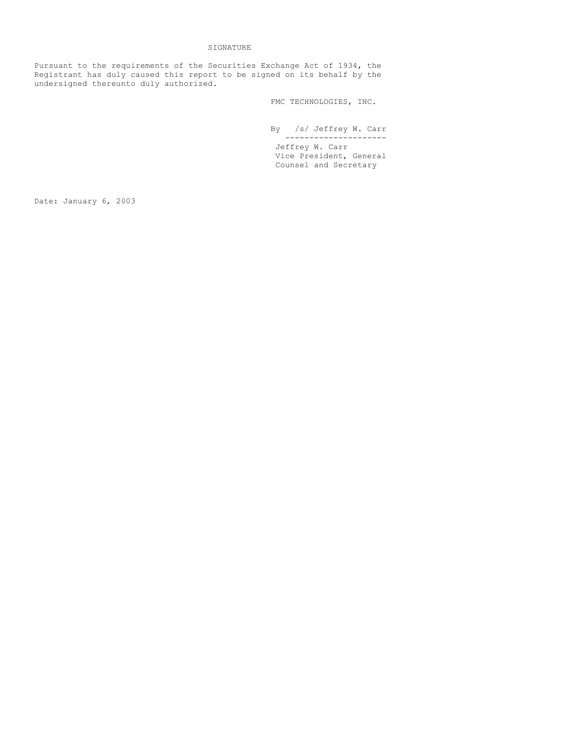## SIGNATURE

Pursuant to the requirements of the Securities Exchange Act of 1934, the Registrant has duly caused this report to be signed on its behalf by the undersigned thereunto duly authorized.

FMC TECHNOLOGIES, INC.

By /s/ Jeffrey W. Carr

---

Jeffrey W. Carr
Vice President, General Counsel and Secretary

Date: January 6, 2003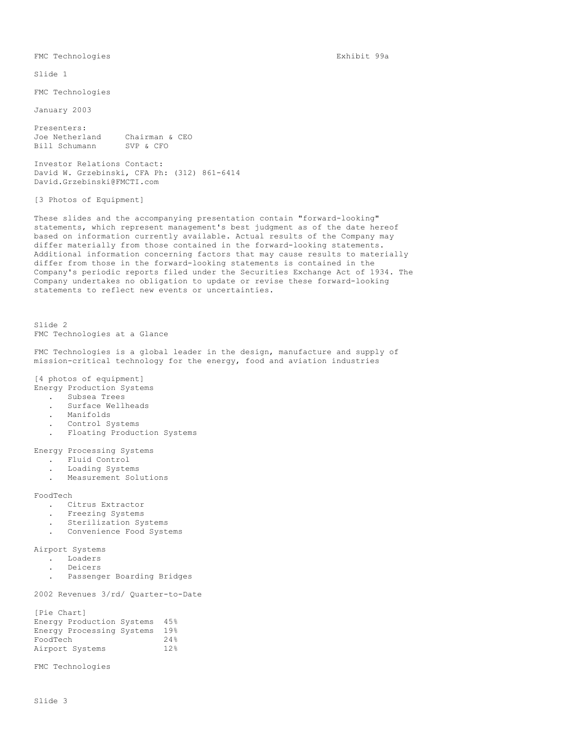FMC Technologies Exhibit 99a

## Slide 1

FMC Technologies

January 2003

Presenters:
Joe Netherland Chairman & CEO
Bill Schumann SVP & CFO

Investor Relations Contact:
David W. Grzebinski, CFA Ph: (312) 861-6414
David.Grzebinski@FMCTI.com

[3 Photos of Equipment]

These slides and the accompanying presentation contain "forward-looking" statements, which represent management's best judgment as of the date hereof based on information currently available. Actual results of the Company may differ materially from those contained in the forward-looking statements. Additional information concerning factors that may cause results to materially differ from those in the forward-looking statements is contained in the Company's periodic reports filed under the Securities Exchange Act of 1934. The Company undertakes no obligation to update or revise these forward-looking statements to reflect new events or uncertainties.

## Slide 2

FMC Technologies at a Glance

FMC Technologies is a global leader in the design, manufacture and supply of mission-critical technology for the energy, food and aviation industries

[4 photos of equipment]

Energy Production Systems
- Subsea Trees
- Surface Wellheads
- Manifolds
- Control Systems
- Floating Production Systems

Energy Processing Systems
- Fluid Control
- Loading Systems
- Measurement Solutions

FoodTech
- Citrus Extractor
- Freezing Systems
- Sterilization Systems
- Convenience Food Systems

Airport Systems
- Loaders
- Deicers
- Passenger Boarding Bridges

2002 Revenues 3rd Quarter-to-Date

[Pie Chart]

| Segment | Share |
|---|---|
| Energy Production Systems | 45% |
| Energy Processing Systems | 19% |
| FoodTech | 24% |
| Airport Systems | 12% |

FMC Technologies

## Slide 3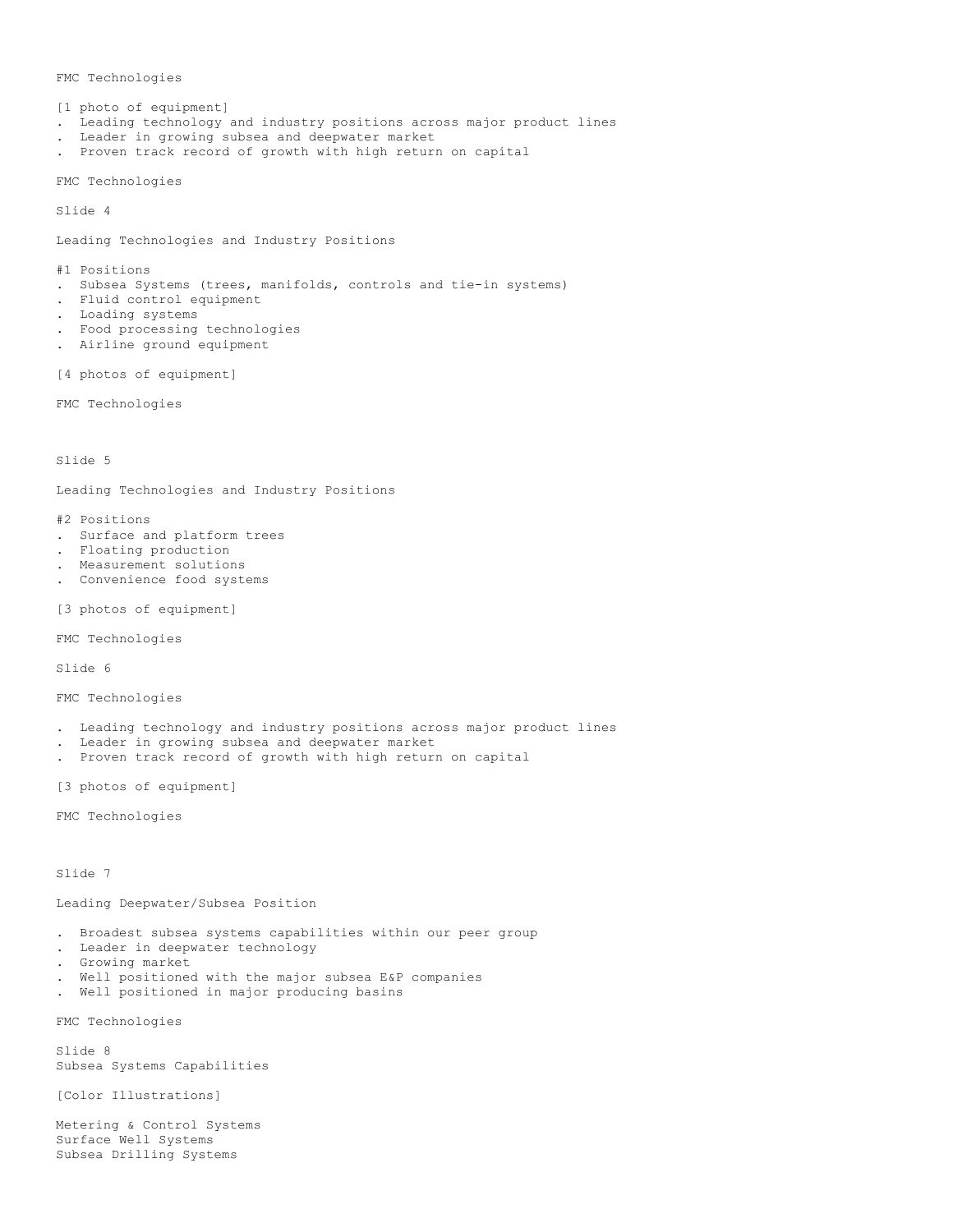FMC Technologies

[1 photo of equipment]

- Leading technology and industry positions across major product lines
- Leader in growing subsea and deepwater market
- Proven track record of growth with high return on capital

FMC Technologies

Slide 4

## Leading Technologies and Industry Positions

#1 Positions

- Subsea Systems (trees, manifolds, controls and tie-in systems)
- Fluid control equipment
- Loading systems
- Food processing technologies
- Airline ground equipment

[4 photos of equipment]

FMC Technologies

Slide 5

## Leading Technologies and Industry Positions

#2 Positions

- Surface and platform trees
- Floating production
- Measurement solutions
- Convenience food systems

[3 photos of equipment]

FMC Technologies

Slide 6

FMC Technologies

- Leading technology and industry positions across major product lines
- Leader in growing subsea and deepwater market
- Proven track record of growth with high return on capital

[3 photos of equipment]

FMC Technologies

Slide 7

## Leading Deepwater/Subsea Position

- Broadest subsea systems capabilities within our peer group
- Leader in deepwater technology
- Growing market
- Well positioned with the major subsea E&P companies
- Well positioned in major producing basins

FMC Technologies

Slide 8

## Subsea Systems Capabilities

[Color Illustrations]

Metering & Control Systems
Surface Well Systems
Subsea Drilling Systems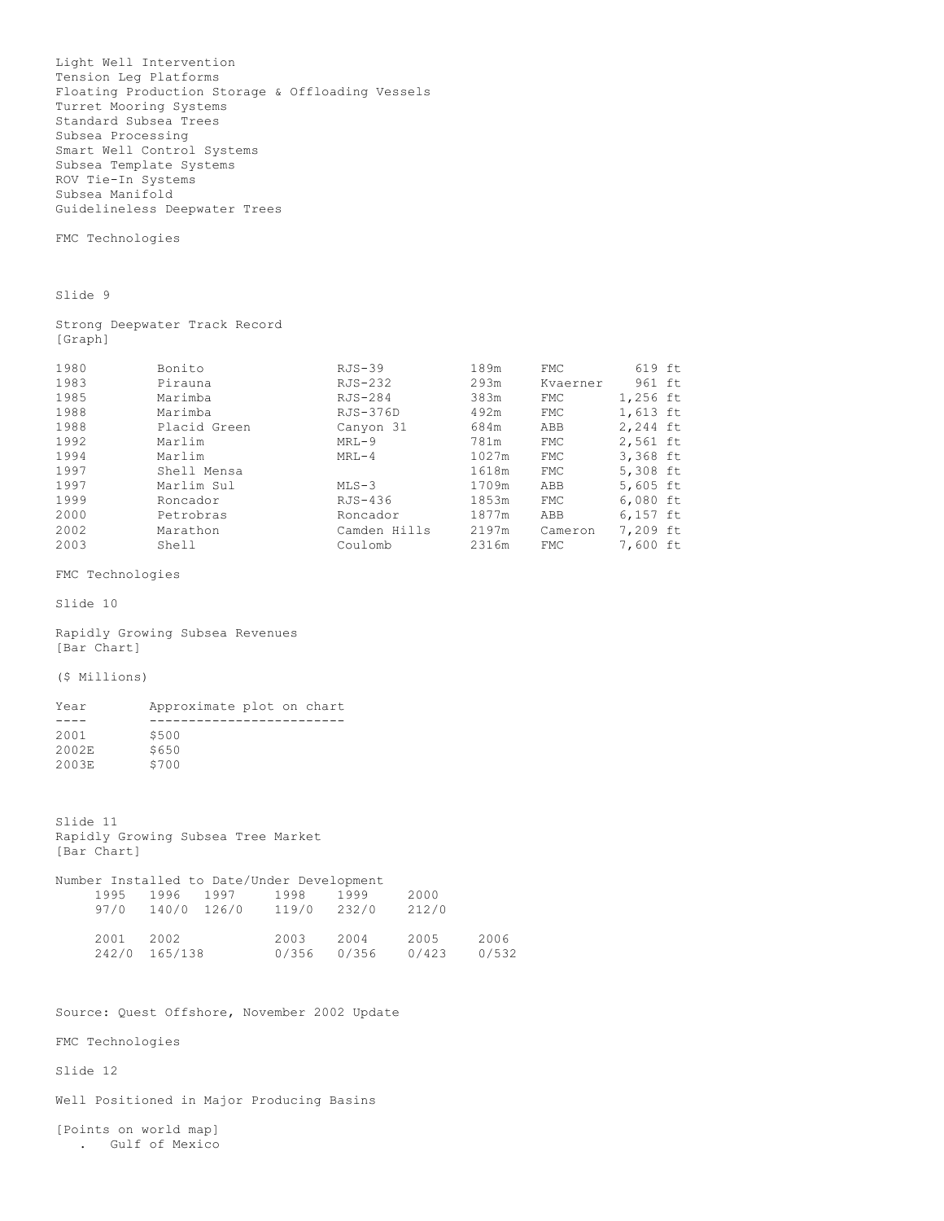Light Well Intervention
Tension Leg Platforms
Floating Production Storage & Offloading Vessels
Turret Mooring Systems
Standard Subsea Trees
Subsea Processing
Smart Well Control Systems
Subsea Template Systems
ROV Tie-In Systems
Subsea Manifold
Guidelineless Deepwater Trees

FMC Technologies

Slide 9

## Strong Deepwater Track Record

[Graph]

| | | | | | |
|---|---|---|---|---|---|
| 1980 | Bonito | RJS-39 | 189m | FMC | 619 ft |
| 1983 | Pirauna | RJS-232 | 293m | Kvaerner | 961 ft |
| 1985 | Marimba | RJS-284 | 383m | FMC | 1,256 ft |
| 1988 | Marimba | RJS-376D | 492m | FMC | 1,613 ft |
| 1988 | Placid Green | Canyon 31 | 684m | ABB | 2,244 ft |
| 1992 | Marlim | MRL-9 | 781m | FMC | 2,561 ft |
| 1994 | Marlim | MRL-4 | 1027m | FMC | 3,368 ft |
| 1997 | Shell Mensa | | 1618m | FMC | 5,308 ft |
| 1997 | Marlim Sul | MLS-3 | 1709m | ABB | 5,605 ft |
| 1999 | Roncador | RJS-436 | 1853m | FMC | 6,080 ft |
| 2000 | Petrobras | Roncador | 1877m | ABB | 6,157 ft |
| 2002 | Marathon | Camden Hills | 2197m | Cameron | 7,209 ft |
| 2003 | Shell | Coulomb | 2316m | FMC | 7,600 ft |

FMC Technologies

Slide 10

## Rapidly Growing Subsea Revenues

[Bar Chart]

($ Millions)

| Year | Approximate plot on chart |
|---|---|
| 2001 | $500 |
| 2002E | $650 |
| 2003E | $700 |

Slide 11

## Rapidly Growing Subsea Tree Market

[Bar Chart]

Number Installed to Date/Under Development

| 1995 | 1996 | 1997 | 1998 | 1999 | 2000 |
|---|---|---|---|---|---|
| 97/0 | 140/0 | 126/0 | 119/0 | 232/0 | 212/0 |

| 2001 | 2002 | 2003 | 2004 | 2005 | 2006 |
|---|---|---|---|---|---|
| 242/0 | 165/138 | 0/356 | 0/356 | 0/423 | 0/532 |

Source: Quest Offshore, November 2002 Update

FMC Technologies

Slide 12

## Well Positioned in Major Producing Basins

[Points on world map]

- Gulf of Mexico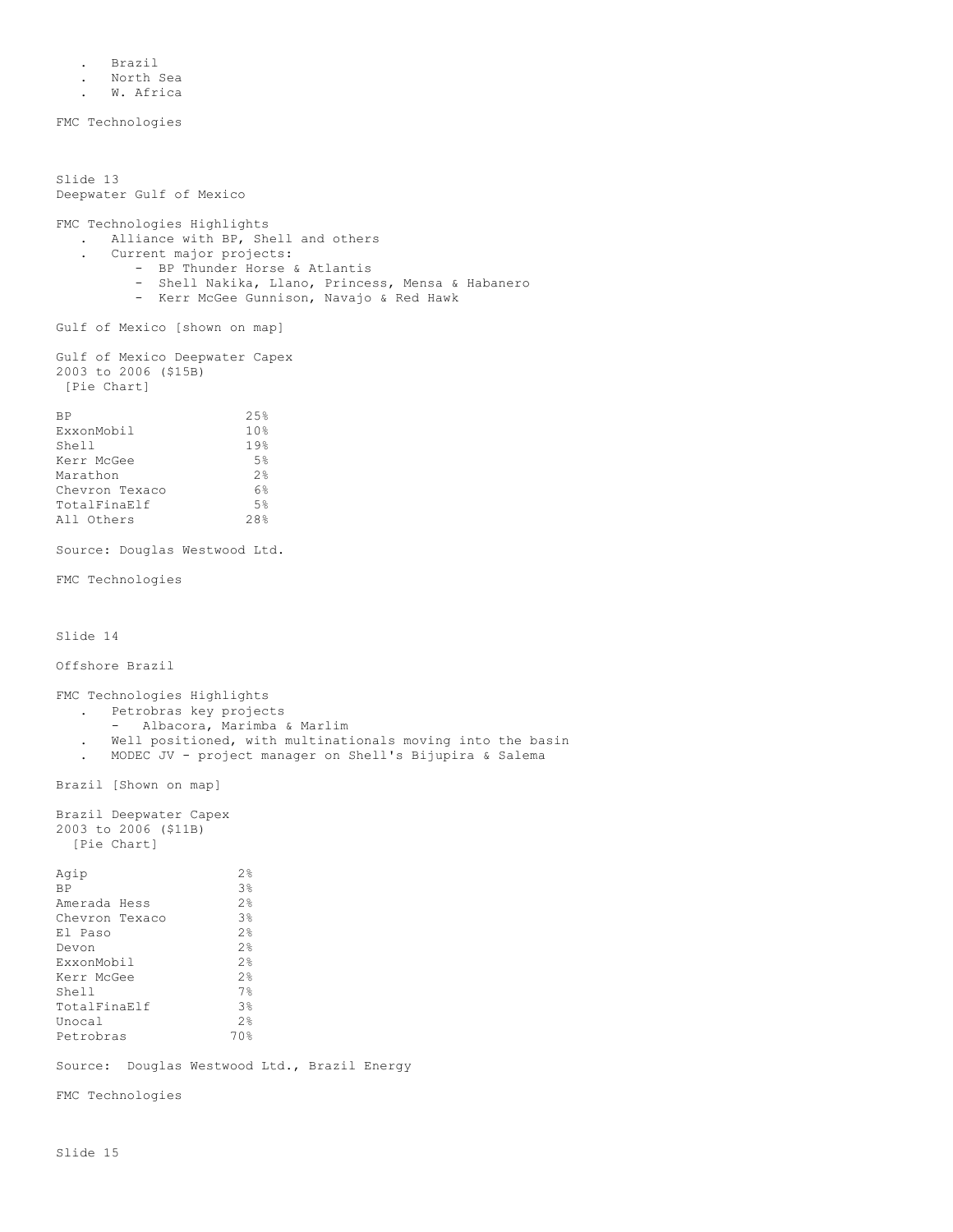- Brazil
- North Sea
- W. Africa

FMC Technologies

Slide 13

## Deepwater Gulf of Mexico

FMC Technologies Highlights

- Alliance with BP, Shell and others
- Current major projects:
  - BP Thunder Horse & Atlantis
  - Shell Nakika, Llano, Princess, Mensa & Habanero
  - Kerr McGee Gunnison, Navajo & Red Hawk

Gulf of Mexico [shown on map]

Gulf of Mexico Deepwater Capex
2003 to 2006 ($15B)
[Pie Chart]

| Company | Share |
|---|---|
| BP | 25% |
| ExxonMobil | 10% |
| Shell | 19% |
| Kerr McGee | 5% |
| Marathon | 2% |
| Chevron Texaco | 6% |
| TotalFinaElf | 5% |
| All Others | 28% |

Source: Douglas Westwood Ltd.

FMC Technologies

Slide 14

## Offshore Brazil

FMC Technologies Highlights

- Petrobras key projects
  - Albacora, Marimba & Marlim
- Well positioned, with multinationals moving into the basin
- MODEC JV - project manager on Shell's Bijupira & Salema

Brazil [Shown on map]

Brazil Deepwater Capex
2003 to 2006 ($11B)
[Pie Chart]

| Company | Share |
|---|---|
| Agip | 2% |
| BP | 3% |
| Amerada Hess | 2% |
| Chevron Texaco | 3% |
| El Paso | 2% |
| Devon | 2% |
| ExxonMobil | 2% |
| Kerr McGee | 2% |
| Shell | 7% |
| TotalFinaElf | 3% |
| Unocal | 2% |
| Petrobras | 70% |

Source: Douglas Westwood Ltd., Brazil Energy

FMC Technologies

Slide 15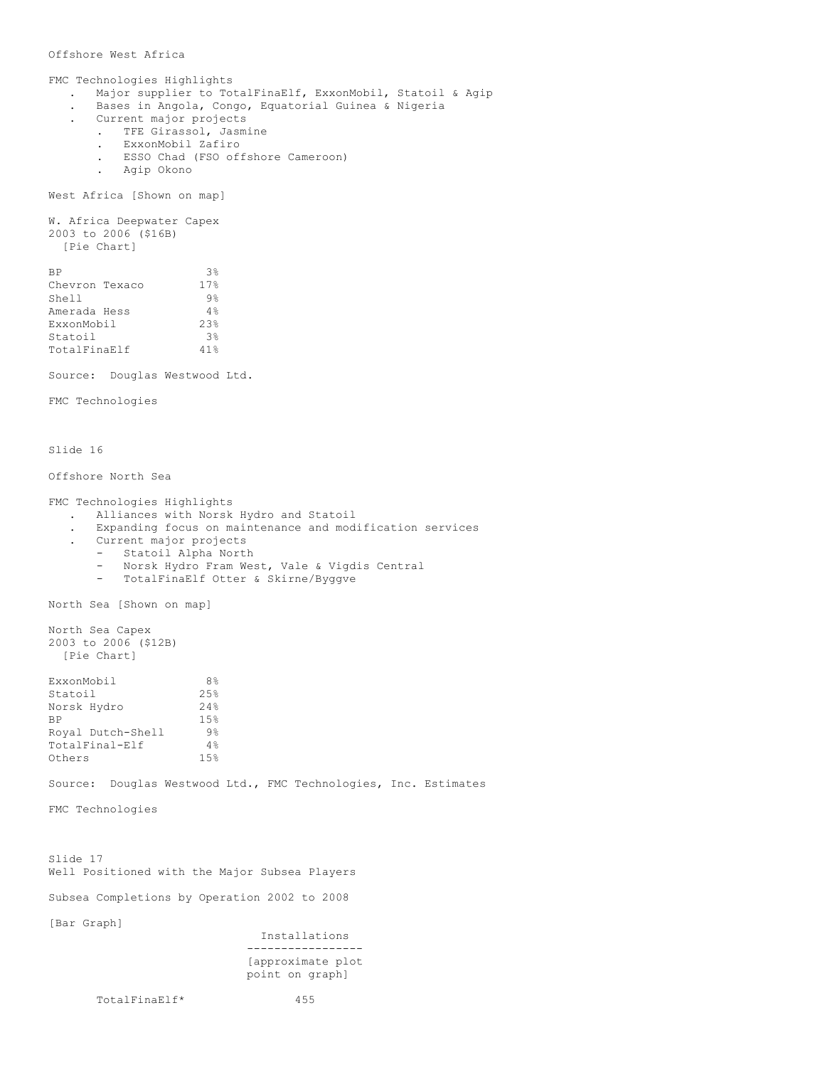Offshore West Africa

FMC Technologies Highlights

- Major supplier to TotalFinaElf, ExxonMobil, Statoil & Agip
- Bases in Angola, Congo, Equatorial Guinea & Nigeria
- Current major projects
  - TFE Girassol, Jasmine
  - ExxonMobil Zafiro
  - ESSO Chad (FSO offshore Cameroon)
  - Agip Okono

West Africa [Shown on map]

W. Africa Deepwater Capex
2003 to 2006 ($16B)
[Pie Chart]

| | |
|---|---|
| BP | 3% |
| Chevron Texaco | 17% |
| Shell | 9% |
| Amerada Hess | 4% |
| ExxonMobil | 23% |
| Statoil | 3% |
| TotalFinaElf | 41% |

Source: Douglas Westwood Ltd.

FMC Technologies

Slide 16

Offshore North Sea

FMC Technologies Highlights

- Alliances with Norsk Hydro and Statoil
- Expanding focus on maintenance and modification services
- Current major projects
  - Statoil Alpha North
  - Norsk Hydro Fram West, Vale & Vigdis Central
  - TotalFinaElf Otter & Skirne/Byggve

North Sea [Shown on map]

North Sea Capex
2003 to 2006 ($12B)
[Pie Chart]

| | |
|---|---|
| ExxonMobil | 8% |
| Statoil | 25% |
| Norsk Hydro | 24% |
| BP | 15% |
| Royal Dutch-Shell | 9% |
| TotalFinal-Elf | 4% |
| Others | 15% |

Source: Douglas Westwood Ltd., FMC Technologies, Inc. Estimates

FMC Technologies

Slide 17
Well Positioned with the Major Subsea Players

Subsea Completions by Operation 2002 to 2008

[Bar Graph]

| | Installations [approximate plot point on graph] |
|---|---|
| TotalFinaElf* | 455 |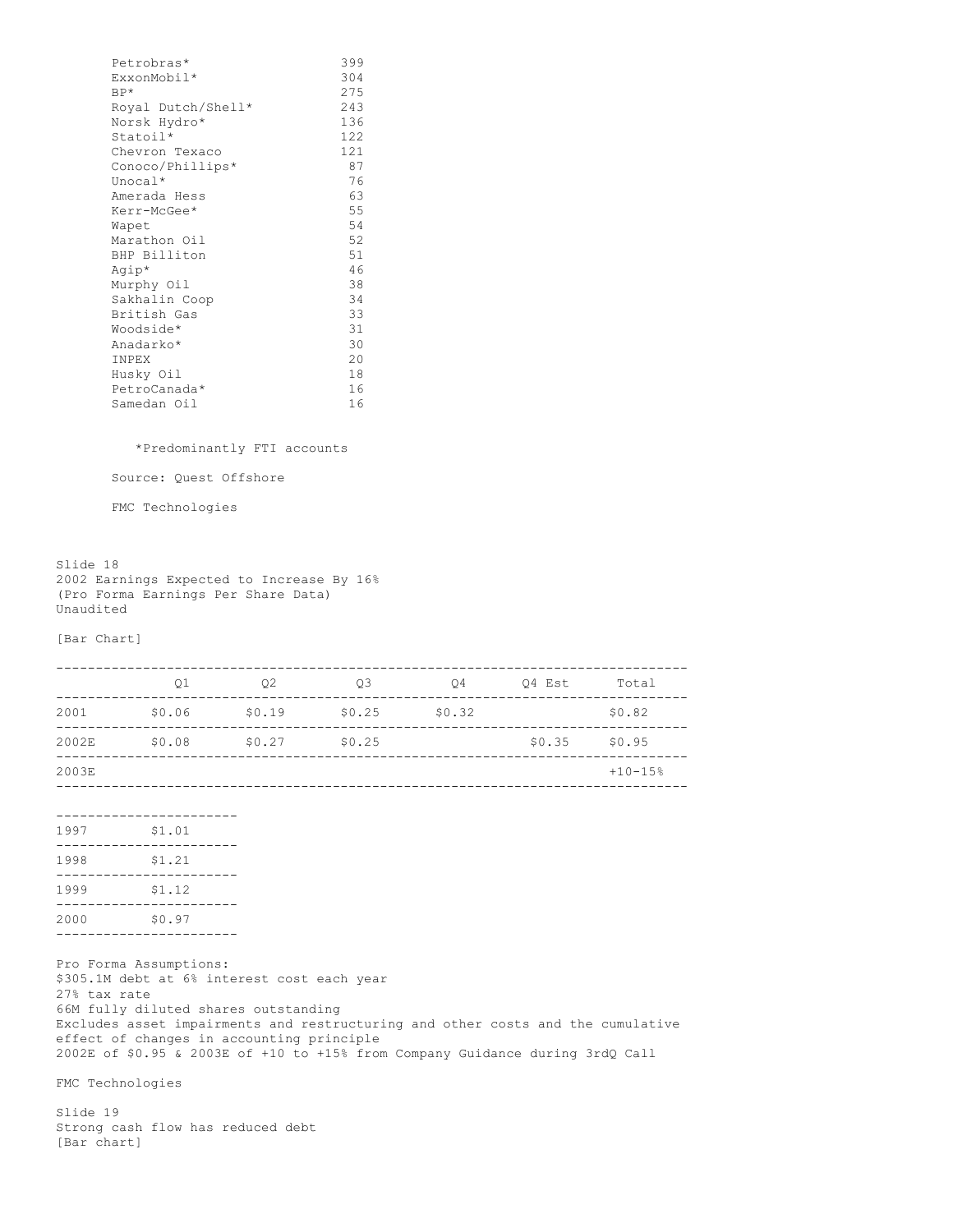| | |
|---|---|
| Petrobras* | 399 |
| ExxonMobil* | 304 |
| BP* | 275 |
| Royal Dutch/Shell* | 243 |
| Norsk Hydro* | 136 |
| Statoil* | 122 |
| Chevron Texaco | 121 |
| Conoco/Phillips* | 87 |
| Unocal* | 76 |
| Amerada Hess | 63 |
| Kerr-McGee* | 55 |
| Wapet | 54 |
| Marathon Oil | 52 |
| BHP Billiton | 51 |
| Agip* | 46 |
| Murphy Oil | 38 |
| Sakhalin Coop | 34 |
| British Gas | 33 |
| Woodside* | 31 |
| Anadarko* | 30 |
| INPEX | 20 |
| Husky Oil | 18 |
| PetroCanada* | 16 |
| Samedan Oil | 16 |

*Predominantly FTI accounts

Source: Quest Offshore

FMC Technologies

Slide 18
2002 Earnings Expected to Increase By 16%
(Pro Forma Earnings Per Share Data)
Unaudited

[Bar Chart]

| | Q1 | Q2 | Q3 | Q4 | Q4 Est | Total |
|---|---|---|---|---|---|---|
| 2001 | $0.06 | $0.19 | $0.25 | $0.32 | | $0.82 |
| 2002E | $0.08 | $0.27 | $0.25 | | $0.35 | $0.95 |
| 2003E | | | | | | +10-15% |

| | |
|---|---|
| 1997 | $1.01 |
| 1998 | $1.21 |
| 1999 | $1.12 |
| 2000 | $0.97 |

Pro Forma Assumptions:
$305.1M debt at 6% interest cost each year
27% tax rate
66M fully diluted shares outstanding
Excludes asset impairments and restructuring and other costs and the cumulative effect of changes in accounting principle
2002E of $0.95 & 2003E of +10 to +15% from Company Guidance during 3rdQ Call

FMC Technologies

Slide 19
Strong cash flow has reduced debt
[Bar chart]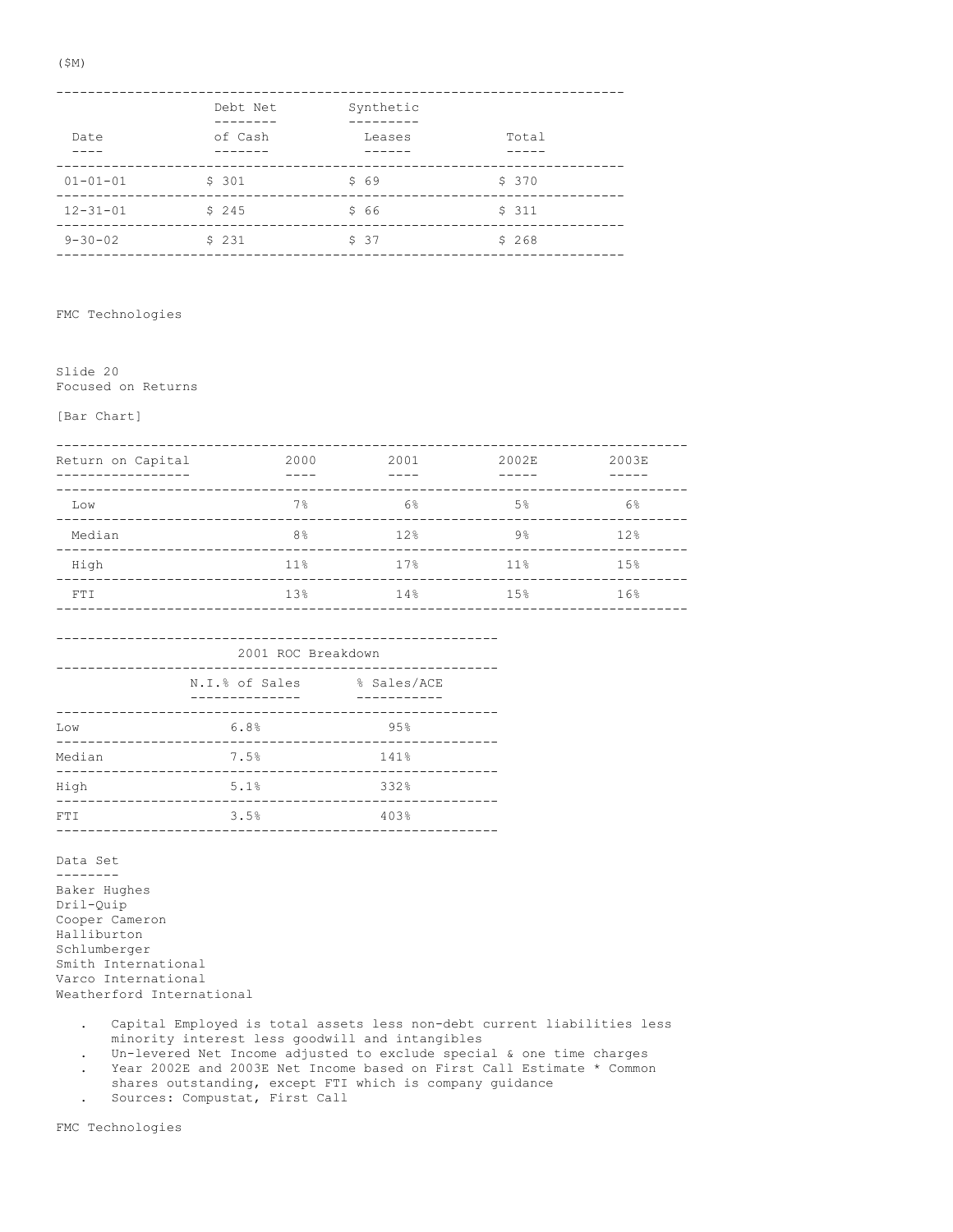($M)

| Date | Debt Net of Cash | Synthetic Leases | Total |
| --- | --- | --- | --- |
| 01-01-01 | $ 301 | $ 69 | $ 370 |
| 12-31-01 | $ 245 | $ 66 | $ 311 |
| 9-30-02 | $ 231 | $ 37 | $ 268 |

FMC Technologies

Slide 20
Focused on Returns

[Bar Chart]

| Return on Capital | 2000 | 2001 | 2002E | 2003E |
| --- | --- | --- | --- | --- |
| Low | 7% | 6% | 5% | 6% |
| Median | 8% | 12% | 9% | 12% |
| High | 11% | 17% | 11% | 15% |
| FTI | 13% | 14% | 15% | 16% |

| 2001 ROC Breakdown | | |
| --- | --- | --- |
| | N.I.% of Sales | % Sales/ACE |
| Low | 6.8% | 95% |
| Median | 7.5% | 141% |
| High | 5.1% | 332% |
| FTI | 3.5% | 403% |

Data Set

Baker Hughes
Dril-Quip
Cooper Cameron
Halliburton
Schlumberger
Smith International
Varco International
Weatherford International

- Capital Employed is total assets less non-debt current liabilities less minority interest less goodwill and intangibles
- Un-levered Net Income adjusted to exclude special & one time charges
- Year 2002E and 2003E Net Income based on First Call Estimate * Common shares outstanding, except FTI which is company guidance
- Sources: Compustat, First Call

FMC Technologies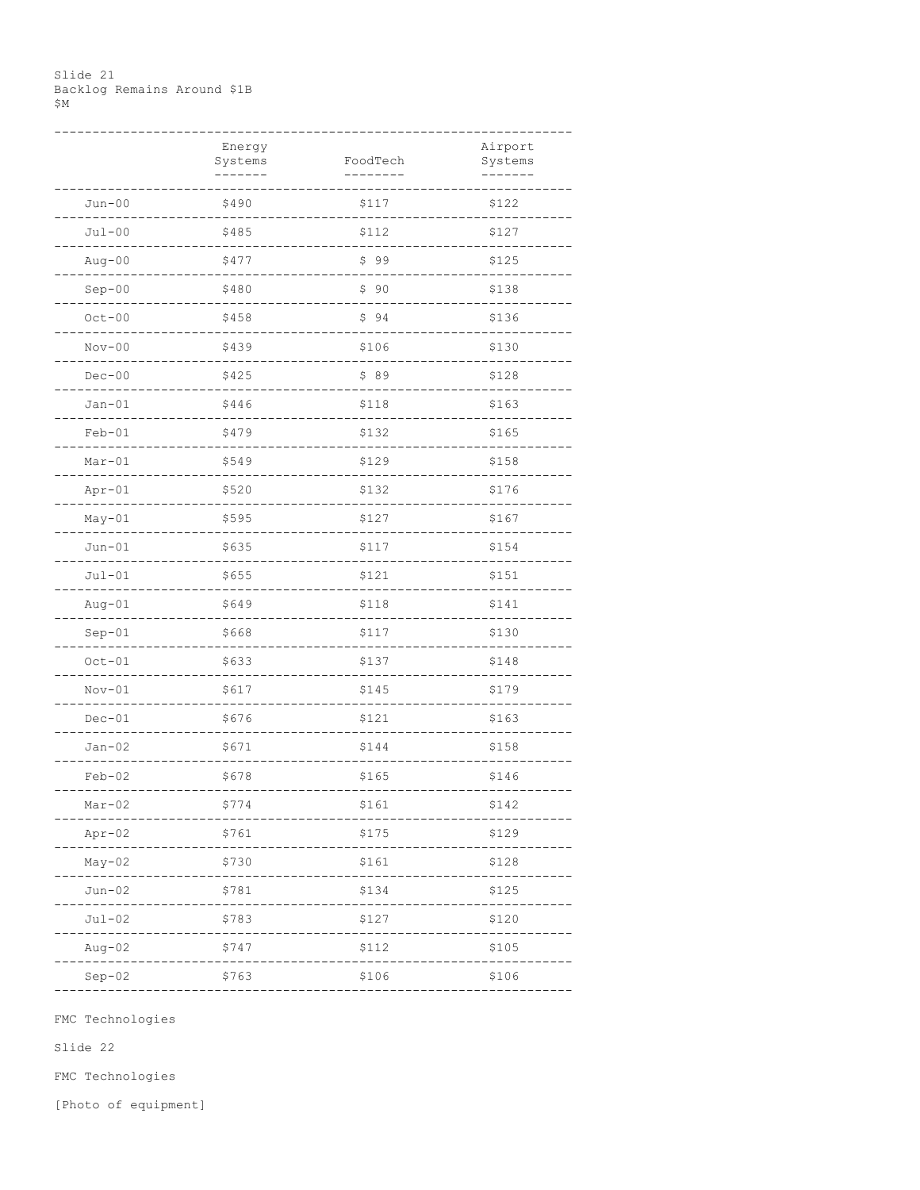Slide 21

Backlog Remains Around $1B

$M

| | Energy Systems | FoodTech | Airport Systems |
|---|---|---|---|
| Jun-00 | $490 | $117 | $122 |
| Jul-00 | $485 | $112 | $127 |
| Aug-00 | $477 | $ 99 | $125 |
| Sep-00 | $480 | $ 90 | $138 |
| Oct-00 | $458 | $ 94 | $136 |
| Nov-00 | $439 | $106 | $130 |
| Dec-00 | $425 | $ 89 | $128 |
| Jan-01 | $446 | $118 | $163 |
| Feb-01 | $479 | $132 | $165 |
| Mar-01 | $549 | $129 | $158 |
| Apr-01 | $520 | $132 | $176 |
| May-01 | $595 | $127 | $167 |
| Jun-01 | $635 | $117 | $154 |
| Jul-01 | $655 | $121 | $151 |
| Aug-01 | $649 | $118 | $141 |
| Sep-01 | $668 | $117 | $130 |
| Oct-01 | $633 | $137 | $148 |
| Nov-01 | $617 | $145 | $179 |
| Dec-01 | $676 | $121 | $163 |
| Jan-02 | $671 | $144 | $158 |
| Feb-02 | $678 | $165 | $146 |
| Mar-02 | $774 | $161 | $142 |
| Apr-02 | $761 | $175 | $129 |
| May-02 | $730 | $161 | $128 |
| Jun-02 | $781 | $134 | $125 |
| Jul-02 | $783 | $127 | $120 |
| Aug-02 | $747 | $112 | $105 |
| Sep-02 | $763 | $106 | $106 |

FMC Technologies

Slide 22

FMC Technologies

[Photo of equipment]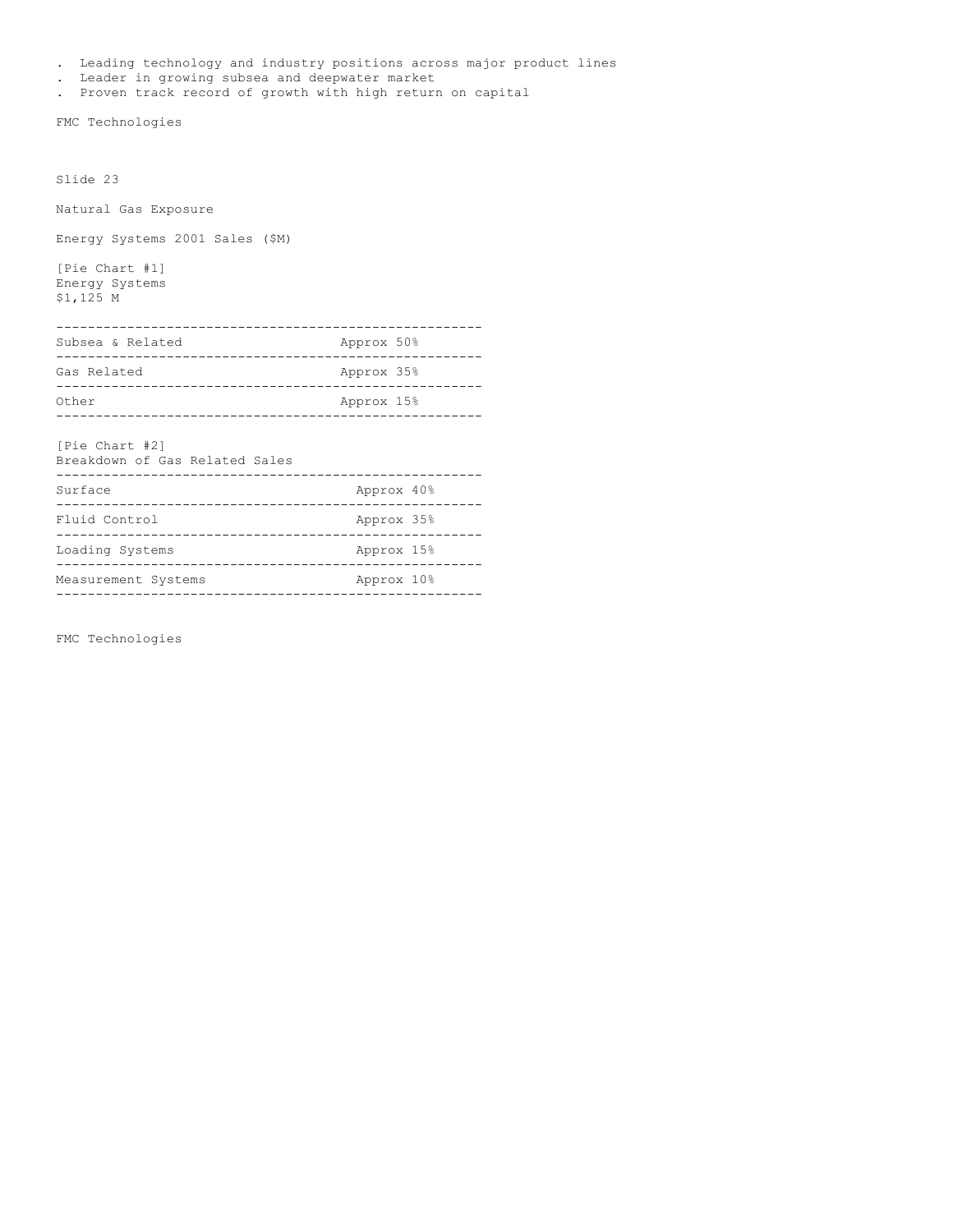- Leading technology and industry positions across major product lines
- Leader in growing subsea and deepwater market
- Proven track record of growth with high return on capital

FMC Technologies

Slide 23

Natural Gas Exposure

Energy Systems 2001 Sales ($M)

[Pie Chart #1]
Energy Systems
$1,125 M

| | |
|---|---|
| Subsea & Related | Approx 50% |
| Gas Related | Approx 35% |
| Other | Approx 15% |

[Pie Chart #2]
Breakdown of Gas Related Sales

| | |
|---|---|
| Surface | Approx 40% |
| Fluid Control | Approx 35% |
| Loading Systems | Approx 15% |
| Measurement Systems | Approx 10% |

FMC Technologies